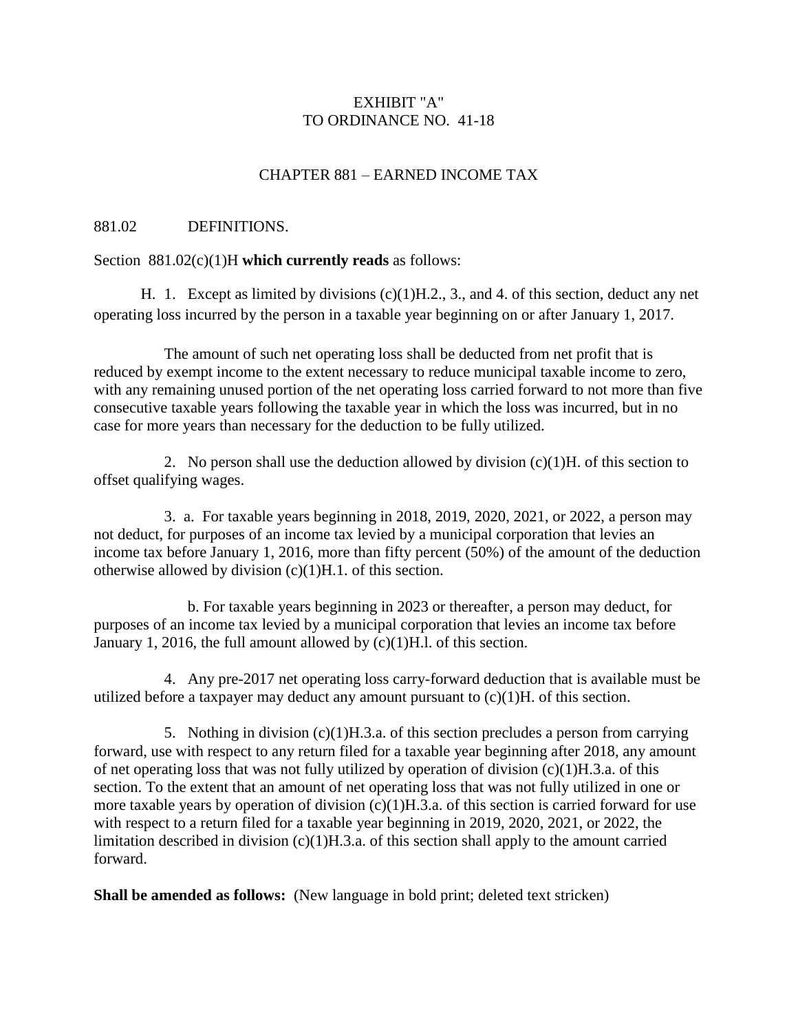EXHIBIT "A"
TO ORDINANCE NO. 41-18

CHAPTER 881 – EARNED INCOME TAX

881.02 DEFINITIONS.

Section 881.02(c)(1)H **which currently reads** as follows:

H. 1. Except as limited by divisions (c)(1)H.2., 3., and 4. of this section, deduct any net operating loss incurred by the person in a taxable year beginning on or after January 1, 2017.

The amount of such net operating loss shall be deducted from net profit that is reduced by exempt income to the extent necessary to reduce municipal taxable income to zero, with any remaining unused portion of the net operating loss carried forward to not more than five consecutive taxable years following the taxable year in which the loss was incurred, but in no case for more years than necessary for the deduction to be fully utilized.

2. No person shall use the deduction allowed by division (c)(1)H. of this section to offset qualifying wages.

3. a. For taxable years beginning in 2018, 2019, 2020, 2021, or 2022, a person may not deduct, for purposes of an income tax levied by a municipal corporation that levies an income tax before January 1, 2016, more than fifty percent (50%) of the amount of the deduction otherwise allowed by division (c)(1)H.1. of this section.

b. For taxable years beginning in 2023 or thereafter, a person may deduct, for purposes of an income tax levied by a municipal corporation that levies an income tax before January 1, 2016, the full amount allowed by (c)(1)H.l. of this section.

4. Any pre-2017 net operating loss carry-forward deduction that is available must be utilized before a taxpayer may deduct any amount pursuant to (c)(1)H. of this section.

5. Nothing in division (c)(1)H.3.a. of this section precludes a person from carrying forward, use with respect to any return filed for a taxable year beginning after 2018, any amount of net operating loss that was not fully utilized by operation of division (c)(1)H.3.a. of this section. To the extent that an amount of net operating loss that was not fully utilized in one or more taxable years by operation of division (c)(1)H.3.a. of this section is carried forward for use with respect to a return filed for a taxable year beginning in 2019, 2020, 2021, or 2022, the limitation described in division (c)(1)H.3.a. of this section shall apply to the amount carried forward.

**Shall be amended as follows:** (New language in bold print; deleted text stricken)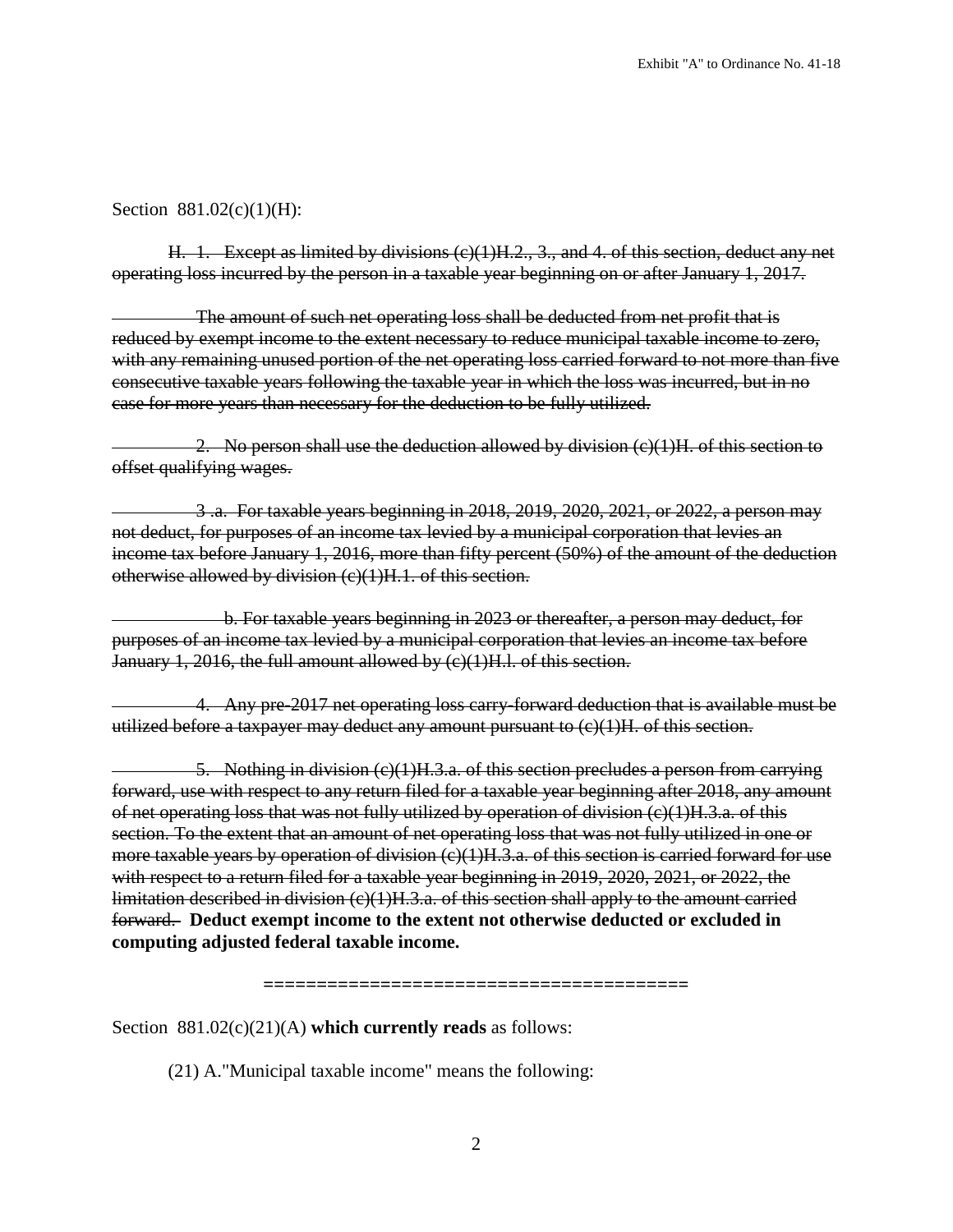Section 881.02(c)(1)(H):

~~H. 1. Except as limited by divisions (c)(1)H.2., 3., and 4. of this section, deduct any net operating loss incurred by the person in a taxable year beginning on or after January 1, 2017.~~

~~The amount of such net operating loss shall be deducted from net profit that is reduced by exempt income to the extent necessary to reduce municipal taxable income to zero, with any remaining unused portion of the net operating loss carried forward to not more than five consecutive taxable years following the taxable year in which the loss was incurred, but in no case for more years than necessary for the deduction to be fully utilized.~~

~~2. No person shall use the deduction allowed by division (c)(1)H. of this section to offset qualifying wages.~~

~~3 .a. For taxable years beginning in 2018, 2019, 2020, 2021, or 2022, a person may not deduct, for purposes of an income tax levied by a municipal corporation that levies an income tax before January 1, 2016, more than fifty percent (50%) of the amount of the deduction otherwise allowed by division (c)(1)H.1. of this section.~~

~~b. For taxable years beginning in 2023 or thereafter, a person may deduct, for purposes of an income tax levied by a municipal corporation that levies an income tax before January 1, 2016, the full amount allowed by (c)(1)H.l. of this section.~~

~~4. Any pre-2017 net operating loss carry-forward deduction that is available must be utilized before a taxpayer may deduct any amount pursuant to (c)(1)H. of this section.~~

~~5. Nothing in division (c)(1)H.3.a. of this section precludes a person from carrying forward, use with respect to any return filed for a taxable year beginning after 2018, any amount of net operating loss that was not fully utilized by operation of division (c)(1)H.3.a. of this section. To the extent that an amount of net operating loss that was not fully utilized in one or more taxable years by operation of division (c)(1)H.3.a. of this section is carried forward for use with respect to a return filed for a taxable year beginning in 2019, 2020, 2021, or 2022, the limitation described in division (c)(1)H.3.a. of this section shall apply to the amount carried forward.~~ **Deduct exempt income to the extent not otherwise deducted or excluded in computing adjusted federal taxable income.**

=======================================

Section 881.02(c)(21)(A) **which currently reads** as follows:

(21) A."Municipal taxable income" means the following: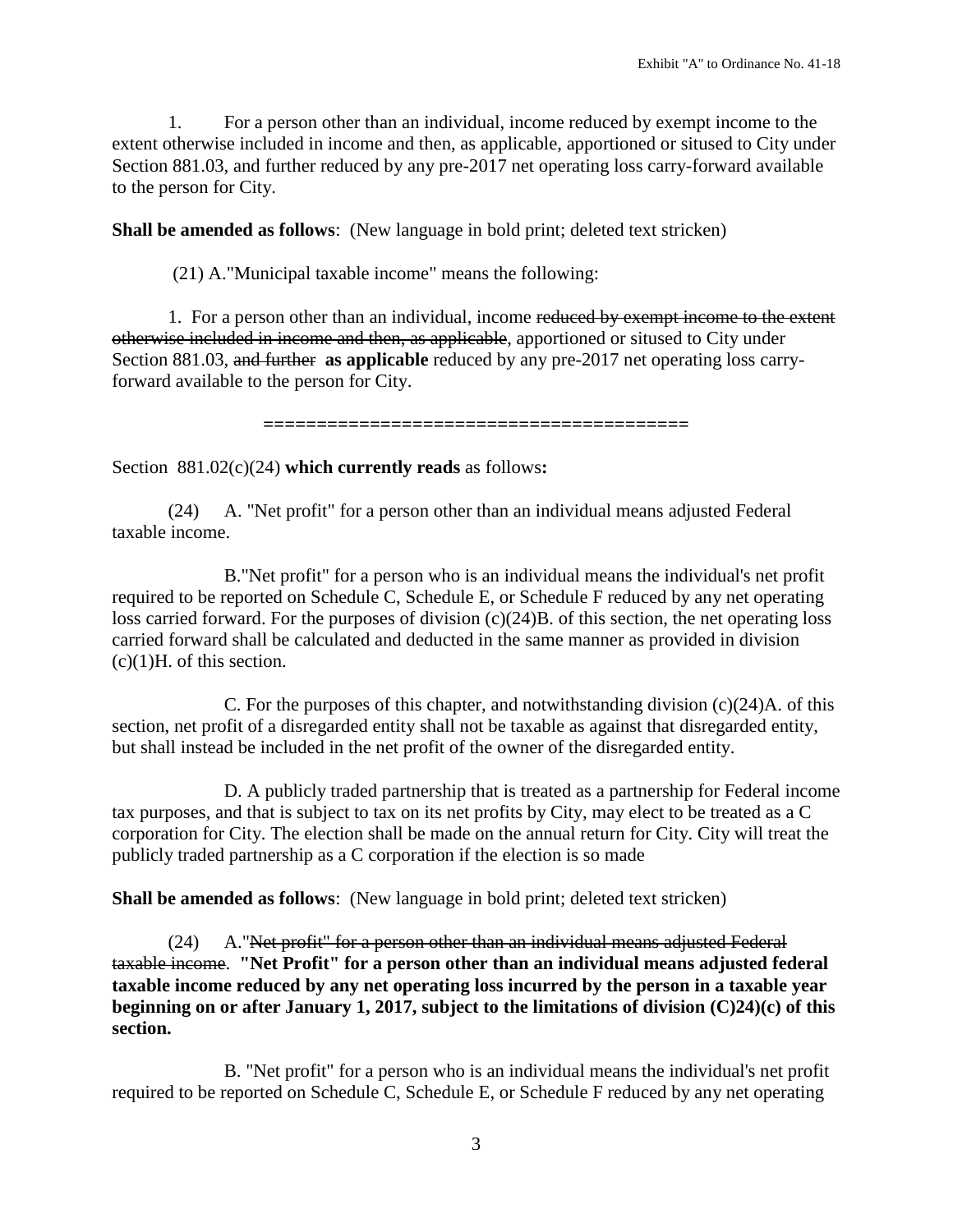1. For a person other than an individual, income reduced by exempt income to the extent otherwise included in income and then, as applicable, apportioned or sitused to City under Section 881.03, and further reduced by any pre-2017 net operating loss carry-forward available to the person for City.

**Shall be amended as follows**: (New language in bold print; deleted text stricken)

(21) A."Municipal taxable income" means the following:

1. For a person other than an individual, income ~~reduced by exempt income to the extent otherwise included in income and then, as applicable~~, apportioned or sitused to City under Section 881.03, ~~and further~~ **as applicable** reduced by any pre-2017 net operating loss carry-forward available to the person for City.

========================================

Section 881.02(c)(24) **which currently reads** as follows**:**

(24) A. "Net profit" for a person other than an individual means adjusted Federal taxable income.

B."Net profit" for a person who is an individual means the individual's net profit required to be reported on Schedule C, Schedule E, or Schedule F reduced by any net operating loss carried forward. For the purposes of division (c)(24)B. of this section, the net operating loss carried forward shall be calculated and deducted in the same manner as provided in division (c)(1)H. of this section.

C. For the purposes of this chapter, and notwithstanding division (c)(24)A. of this section, net profit of a disregarded entity shall not be taxable as against that disregarded entity, but shall instead be included in the net profit of the owner of the disregarded entity.

D. A publicly traded partnership that is treated as a partnership for Federal income tax purposes, and that is subject to tax on its net profits by City, may elect to be treated as a C corporation for City. The election shall be made on the annual return for City. City will treat the publicly traded partnership as a C corporation if the election is so made

**Shall be amended as follows**: (New language in bold print; deleted text stricken)

(24) A."~~Net profit" for a person other than an individual means adjusted Federal taxable income~~. **"Net Profit" for a person other than an individual means adjusted federal taxable income reduced by any net operating loss incurred by the person in a taxable year beginning on or after January 1, 2017, subject to the limitations of division (C)24)(c) of this section.**

B. "Net profit" for a person who is an individual means the individual's net profit required to be reported on Schedule C, Schedule E, or Schedule F reduced by any net operating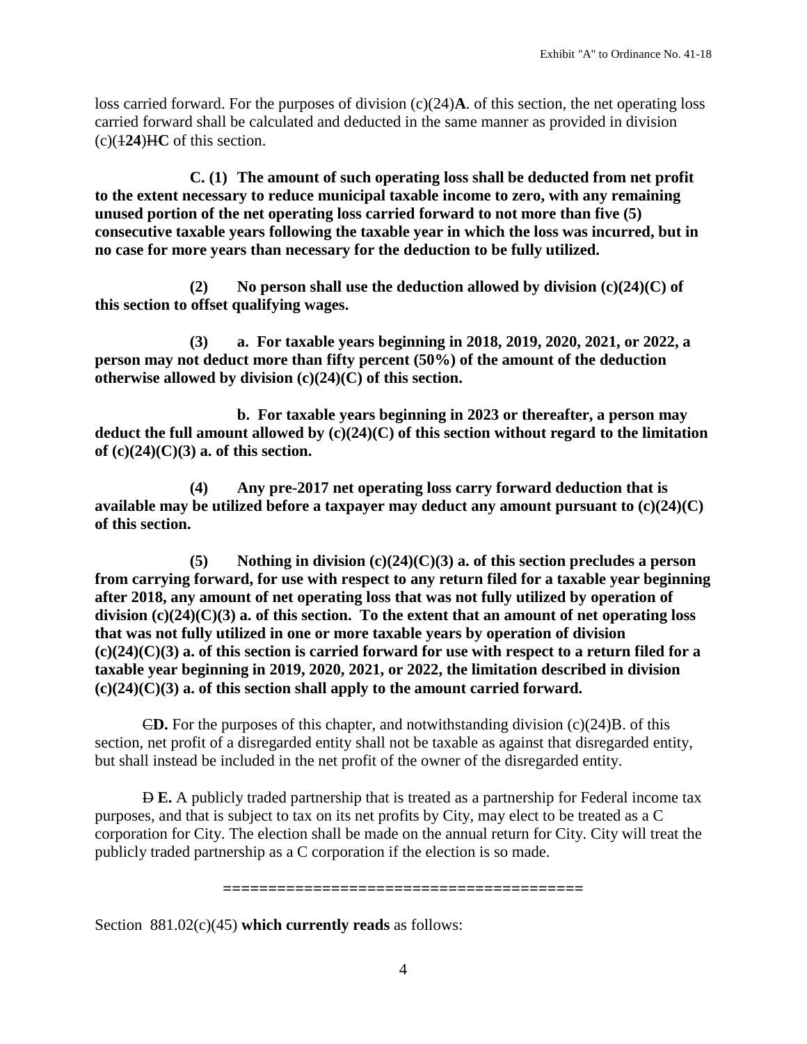loss carried forward. For the purposes of division (c)(24)**A**. of this section, the net operating loss carried forward shall be calculated and deducted in the same manner as provided in division (c)(~~1~~**24**)~~H~~**C** of this section.

**C. (1) The amount of such operating loss shall be deducted from net profit to the extent necessary to reduce municipal taxable income to zero, with any remaining unused portion of the net operating loss carried forward to not more than five (5) consecutive taxable years following the taxable year in which the loss was incurred, but in no case for more years than necessary for the deduction to be fully utilized.**

**(2) No person shall use the deduction allowed by division (c)(24)(C) of this section to offset qualifying wages.**

**(3) a. For taxable years beginning in 2018, 2019, 2020, 2021, or 2022, a person may not deduct more than fifty percent (50%) of the amount of the deduction otherwise allowed by division (c)(24)(C) of this section.**

**b. For taxable years beginning in 2023 or thereafter, a person may deduct the full amount allowed by (c)(24)(C) of this section without regard to the limitation of (c)(24)(C)(3) a. of this section.**

**(4) Any pre-2017 net operating loss carry forward deduction that is available may be utilized before a taxpayer may deduct any amount pursuant to (c)(24)(C) of this section.**

**(5) Nothing in division (c)(24)(C)(3) a. of this section precludes a person from carrying forward, for use with respect to any return filed for a taxable year beginning after 2018, any amount of net operating loss that was not fully utilized by operation of division (c)(24)(C)(3) a. of this section. To the extent that an amount of net operating loss that was not fully utilized in one or more taxable years by operation of division (c)(24)(C)(3) a. of this section is carried forward for use with respect to a return filed for a taxable year beginning in 2019, 2020, 2021, or 2022, the limitation described in division (c)(24)(C)(3) a. of this section shall apply to the amount carried forward.**

~~C~~**D.** For the purposes of this chapter, and notwithstanding division (c)(24)B. of this section, net profit of a disregarded entity shall not be taxable as against that disregarded entity, but shall instead be included in the net profit of the owner of the disregarded entity.

~~D~~ **E.** A publicly traded partnership that is treated as a partnership for Federal income tax purposes, and that is subject to tax on its net profits by City, may elect to be treated as a C corporation for City. The election shall be made on the annual return for City. City will treat the publicly traded partnership as a C corporation if the election is so made.

========================================

Section 881.02(c)(45) **which currently reads** as follows: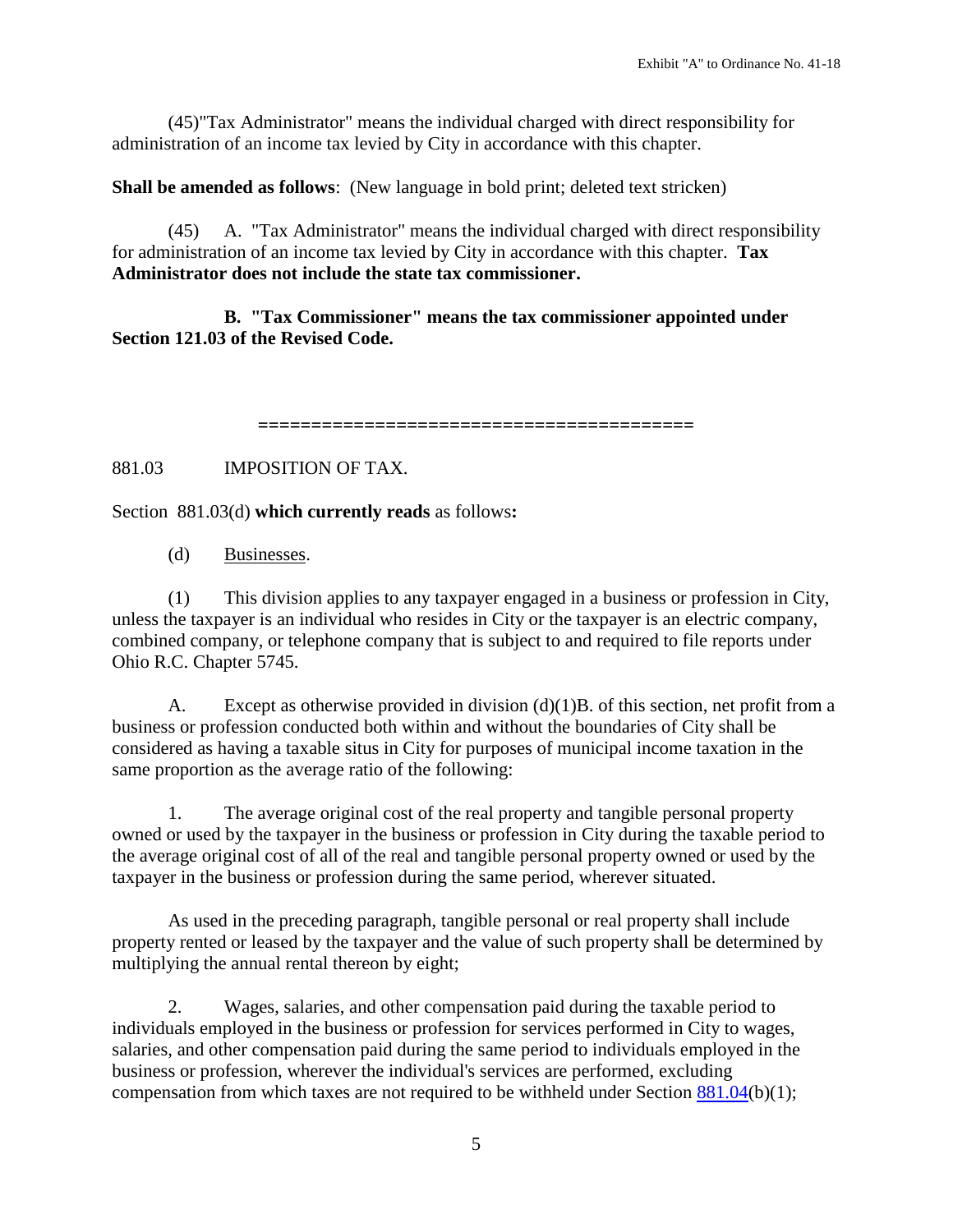(45)"Tax Administrator" means the individual charged with direct responsibility for administration of an income tax levied by City in accordance with this chapter.

**Shall be amended as follows**: (New language in bold print; deleted text stricken)

(45) A. "Tax Administrator" means the individual charged with direct responsibility for administration of an income tax levied by City in accordance with this chapter. **Tax Administrator does not include the state tax commissioner.**

**B. "Tax Commissioner" means the tax commissioner appointed under Section 121.03 of the Revised Code.**

========================================

881.03 IMPOSITION OF TAX.

Section 881.03(d) **which currently reads** as follows**:**

(d) Businesses.

(1) This division applies to any taxpayer engaged in a business or profession in City, unless the taxpayer is an individual who resides in City or the taxpayer is an electric company, combined company, or telephone company that is subject to and required to file reports under Ohio R.C. Chapter 5745.

A. Except as otherwise provided in division (d)(1)B. of this section, net profit from a business or profession conducted both within and without the boundaries of City shall be considered as having a taxable situs in City for purposes of municipal income taxation in the same proportion as the average ratio of the following:

1. The average original cost of the real property and tangible personal property owned or used by the taxpayer in the business or profession in City during the taxable period to the average original cost of all of the real and tangible personal property owned or used by the taxpayer in the business or profession during the same period, wherever situated.

As used in the preceding paragraph, tangible personal or real property shall include property rented or leased by the taxpayer and the value of such property shall be determined by multiplying the annual rental thereon by eight;

2. Wages, salaries, and other compensation paid during the taxable period to individuals employed in the business or profession for services performed in City to wages, salaries, and other compensation paid during the same period to individuals employed in the business or profession, wherever the individual's services are performed, excluding compensation from which taxes are not required to be withheld under Section 881.04(b)(1);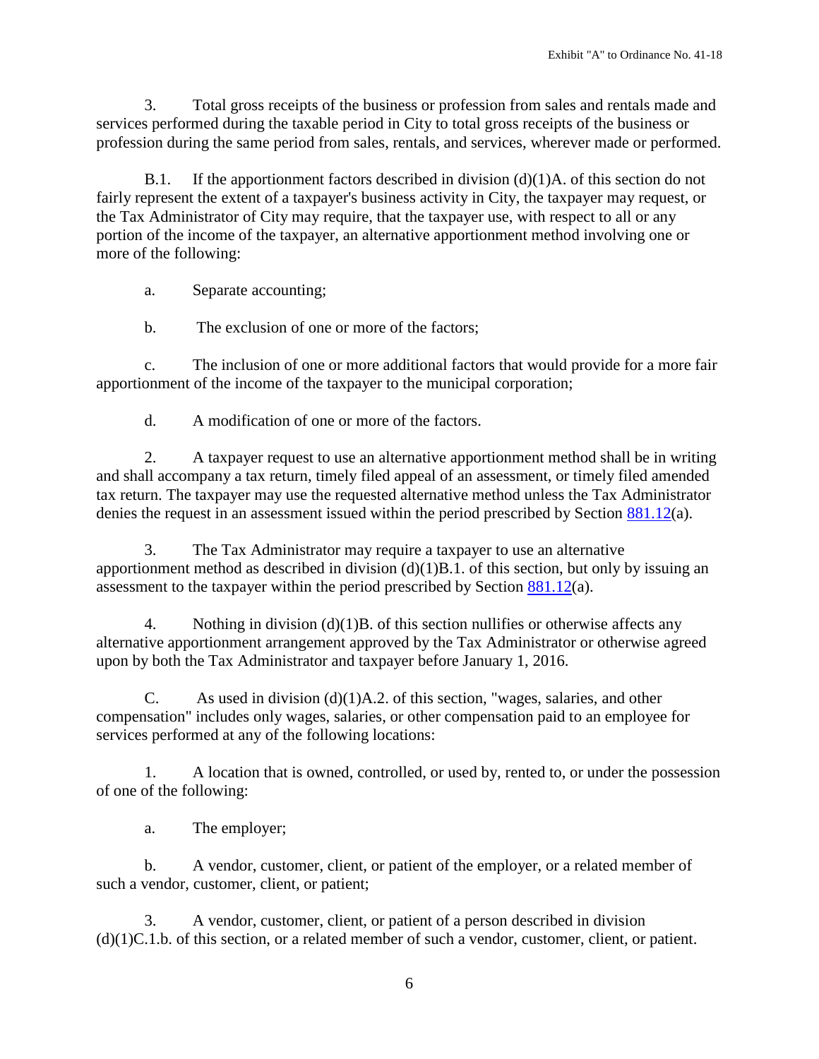3. Total gross receipts of the business or profession from sales and rentals made and services performed during the taxable period in City to total gross receipts of the business or profession during the same period from sales, rentals, and services, wherever made or performed.

B.1. If the apportionment factors described in division (d)(1)A. of this section do not fairly represent the extent of a taxpayer's business activity in City, the taxpayer may request, or the Tax Administrator of City may require, that the taxpayer use, with respect to all or any portion of the income of the taxpayer, an alternative apportionment method involving one or more of the following:

a. Separate accounting;

b. The exclusion of one or more of the factors;

c. The inclusion of one or more additional factors that would provide for a more fair apportionment of the income of the taxpayer to the municipal corporation;

d. A modification of one or more of the factors.

2. A taxpayer request to use an alternative apportionment method shall be in writing and shall accompany a tax return, timely filed appeal of an assessment, or timely filed amended tax return. The taxpayer may use the requested alternative method unless the Tax Administrator denies the request in an assessment issued within the period prescribed by Section 881.12(a).

3. The Tax Administrator may require a taxpayer to use an alternative apportionment method as described in division (d)(1)B.1. of this section, but only by issuing an assessment to the taxpayer within the period prescribed by Section 881.12(a).

4. Nothing in division (d)(1)B. of this section nullifies or otherwise affects any alternative apportionment arrangement approved by the Tax Administrator or otherwise agreed upon by both the Tax Administrator and taxpayer before January 1, 2016.

C. As used in division (d)(1)A.2. of this section, "wages, salaries, and other compensation" includes only wages, salaries, or other compensation paid to an employee for services performed at any of the following locations:

1. A location that is owned, controlled, or used by, rented to, or under the possession of one of the following:

a. The employer;

b. A vendor, customer, client, or patient of the employer, or a related member of such a vendor, customer, client, or patient;

3. A vendor, customer, client, or patient of a person described in division (d)(1)C.1.b. of this section, or a related member of such a vendor, customer, client, or patient.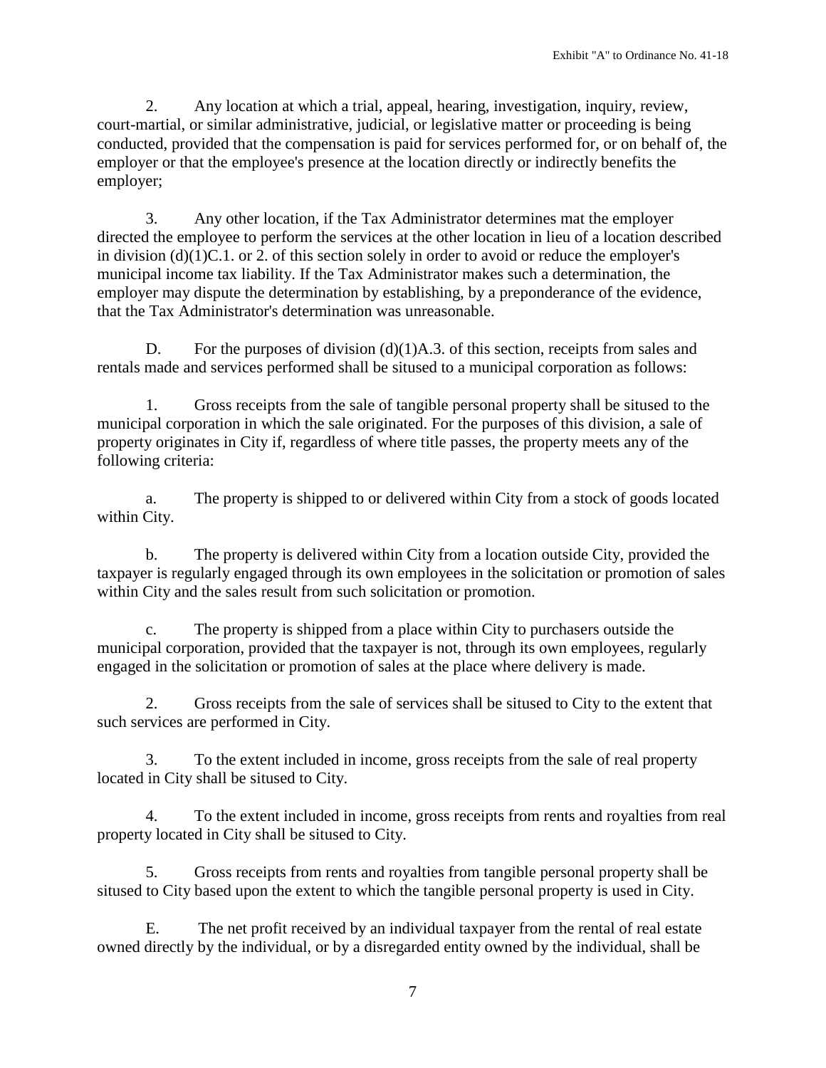2. Any location at which a trial, appeal, hearing, investigation, inquiry, review, court-martial, or similar administrative, judicial, or legislative matter or proceeding is being conducted, provided that the compensation is paid for services performed for, or on behalf of, the employer or that the employee's presence at the location directly or indirectly benefits the employer;

3. Any other location, if the Tax Administrator determines mat the employer directed the employee to perform the services at the other location in lieu of a location described in division (d)(1)C.1. or 2. of this section solely in order to avoid or reduce the employer's municipal income tax liability. If the Tax Administrator makes such a determination, the employer may dispute the determination by establishing, by a preponderance of the evidence, that the Tax Administrator's determination was unreasonable.

D. For the purposes of division (d)(1)A.3. of this section, receipts from sales and rentals made and services performed shall be sitused to a municipal corporation as follows:

1. Gross receipts from the sale of tangible personal property shall be sitused to the municipal corporation in which the sale originated. For the purposes of this division, a sale of property originates in City if, regardless of where title passes, the property meets any of the following criteria:

a. The property is shipped to or delivered within City from a stock of goods located within City.

b. The property is delivered within City from a location outside City, provided the taxpayer is regularly engaged through its own employees in the solicitation or promotion of sales within City and the sales result from such solicitation or promotion.

c. The property is shipped from a place within City to purchasers outside the municipal corporation, provided that the taxpayer is not, through its own employees, regularly engaged in the solicitation or promotion of sales at the place where delivery is made.

2. Gross receipts from the sale of services shall be sitused to City to the extent that such services are performed in City.

3. To the extent included in income, gross receipts from the sale of real property located in City shall be sitused to City.

4. To the extent included in income, gross receipts from rents and royalties from real property located in City shall be sitused to City.

5. Gross receipts from rents and royalties from tangible personal property shall be sitused to City based upon the extent to which the tangible personal property is used in City.

E. The net profit received by an individual taxpayer from the rental of real estate owned directly by the individual, or by a disregarded entity owned by the individual, shall be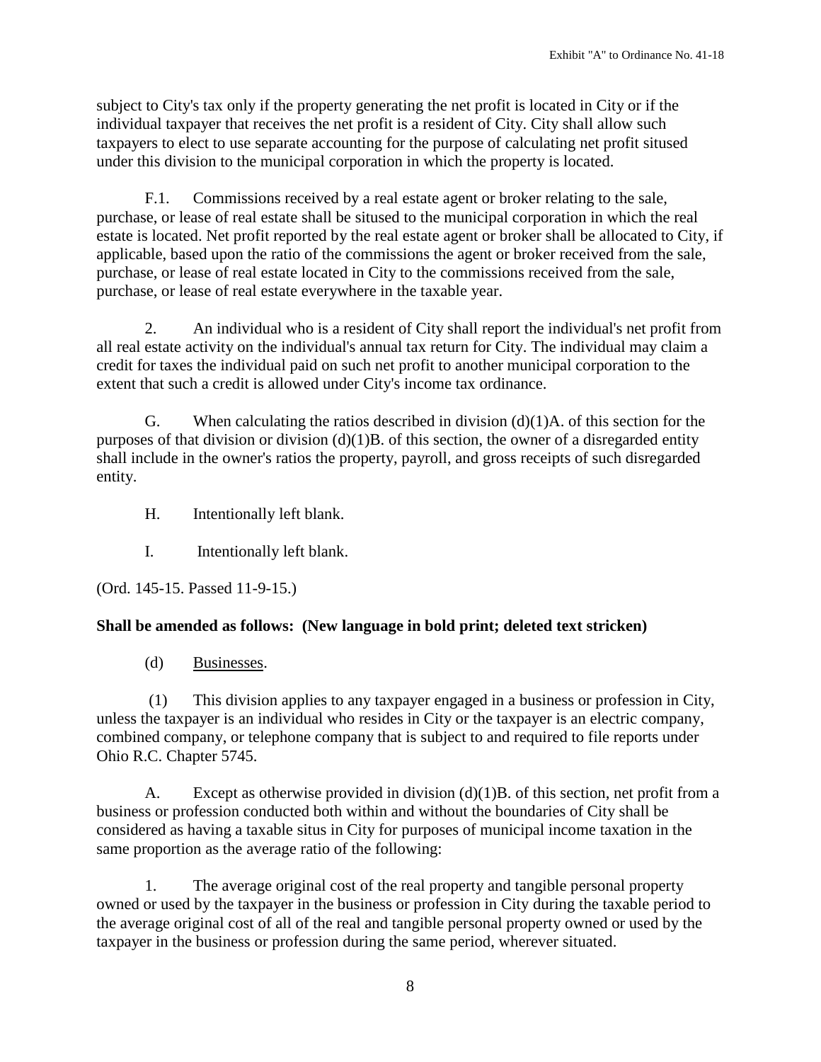subject to City's tax only if the property generating the net profit is located in City or if the individual taxpayer that receives the net profit is a resident of City. City shall allow such taxpayers to elect to use separate accounting for the purpose of calculating net profit sitused under this division to the municipal corporation in which the property is located.

F.1. Commissions received by a real estate agent or broker relating to the sale, purchase, or lease of real estate shall be sitused to the municipal corporation in which the real estate is located. Net profit reported by the real estate agent or broker shall be allocated to City, if applicable, based upon the ratio of the commissions the agent or broker received from the sale, purchase, or lease of real estate located in City to the commissions received from the sale, purchase, or lease of real estate everywhere in the taxable year.

2. An individual who is a resident of City shall report the individual's net profit from all real estate activity on the individual's annual tax return for City. The individual may claim a credit for taxes the individual paid on such net profit to another municipal corporation to the extent that such a credit is allowed under City's income tax ordinance.

G. When calculating the ratios described in division (d)(1)A. of this section for the purposes of that division or division (d)(1)B. of this section, the owner of a disregarded entity shall include in the owner's ratios the property, payroll, and gross receipts of such disregarded entity.

H. Intentionally left blank.

I. Intentionally left blank.

(Ord. 145-15. Passed 11-9-15.)

**Shall be amended as follows: (New language in bold print; deleted text stricken)**

(d) Businesses.

(1) This division applies to any taxpayer engaged in a business or profession in City, unless the taxpayer is an individual who resides in City or the taxpayer is an electric company, combined company, or telephone company that is subject to and required to file reports under Ohio R.C. Chapter 5745.

A. Except as otherwise provided in division (d)(1)B. of this section, net profit from a business or profession conducted both within and without the boundaries of City shall be considered as having a taxable situs in City for purposes of municipal income taxation in the same proportion as the average ratio of the following:

1. The average original cost of the real property and tangible personal property owned or used by the taxpayer in the business or profession in City during the taxable period to the average original cost of all of the real and tangible personal property owned or used by the taxpayer in the business or profession during the same period, wherever situated.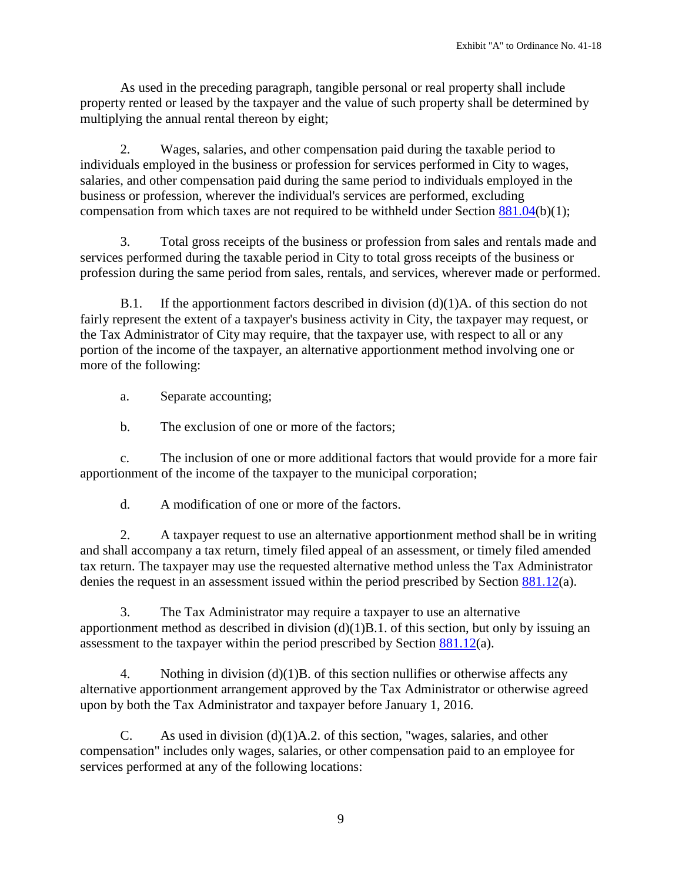As used in the preceding paragraph, tangible personal or real property shall include property rented or leased by the taxpayer and the value of such property shall be determined by multiplying the annual rental thereon by eight;

2. Wages, salaries, and other compensation paid during the taxable period to individuals employed in the business or profession for services performed in City to wages, salaries, and other compensation paid during the same period to individuals employed in the business or profession, wherever the individual's services are performed, excluding compensation from which taxes are not required to be withheld under Section 881.04(b)(1);

3. Total gross receipts of the business or profession from sales and rentals made and services performed during the taxable period in City to total gross receipts of the business or profession during the same period from sales, rentals, and services, wherever made or performed.

B.1. If the apportionment factors described in division (d)(1)A. of this section do not fairly represent the extent of a taxpayer's business activity in City, the taxpayer may request, or the Tax Administrator of City may require, that the taxpayer use, with respect to all or any portion of the income of the taxpayer, an alternative apportionment method involving one or more of the following:

a. Separate accounting;

b. The exclusion of one or more of the factors;

c. The inclusion of one or more additional factors that would provide for a more fair apportionment of the income of the taxpayer to the municipal corporation;

d. A modification of one or more of the factors.

2. A taxpayer request to use an alternative apportionment method shall be in writing and shall accompany a tax return, timely filed appeal of an assessment, or timely filed amended tax return. The taxpayer may use the requested alternative method unless the Tax Administrator denies the request in an assessment issued within the period prescribed by Section 881.12(a).

3. The Tax Administrator may require a taxpayer to use an alternative apportionment method as described in division (d)(1)B.1. of this section, but only by issuing an assessment to the taxpayer within the period prescribed by Section 881.12(a).

4. Nothing in division (d)(1)B. of this section nullifies or otherwise affects any alternative apportionment arrangement approved by the Tax Administrator or otherwise agreed upon by both the Tax Administrator and taxpayer before January 1, 2016.

C. As used in division (d)(1)A.2. of this section, "wages, salaries, and other compensation" includes only wages, salaries, or other compensation paid to an employee for services performed at any of the following locations: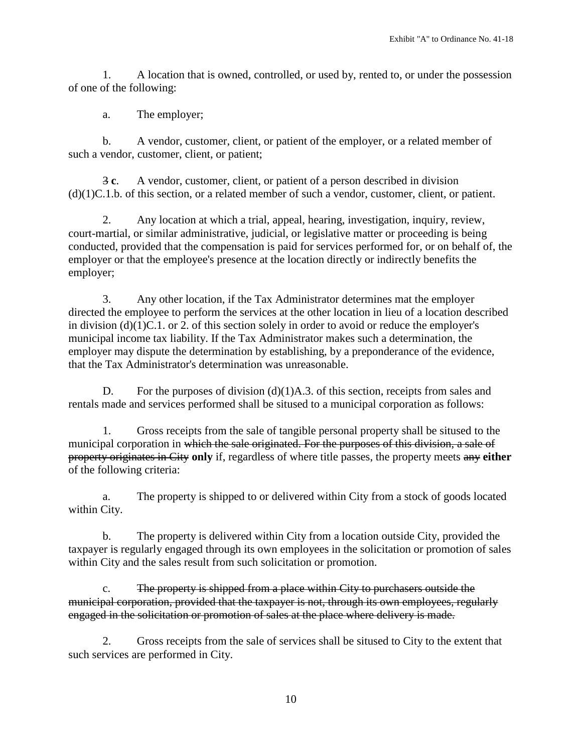1. A location that is owned, controlled, or used by, rented to, or under the possession of one of the following:

a. The employer;

b. A vendor, customer, client, or patient of the employer, or a related member of such a vendor, customer, client, or patient;

~~3~~ **c**. A vendor, customer, client, or patient of a person described in division (d)(1)C.1.b. of this section, or a related member of such a vendor, customer, client, or patient.

2. Any location at which a trial, appeal, hearing, investigation, inquiry, review, court-martial, or similar administrative, judicial, or legislative matter or proceeding is being conducted, provided that the compensation is paid for services performed for, or on behalf of, the employer or that the employee's presence at the location directly or indirectly benefits the employer;

3. Any other location, if the Tax Administrator determines mat the employer directed the employee to perform the services at the other location in lieu of a location described in division (d)(1)C.1. or 2. of this section solely in order to avoid or reduce the employer's municipal income tax liability. If the Tax Administrator makes such a determination, the employer may dispute the determination by establishing, by a preponderance of the evidence, that the Tax Administrator's determination was unreasonable.

D. For the purposes of division (d)(1)A.3. of this section, receipts from sales and rentals made and services performed shall be sitused to a municipal corporation as follows:

1. Gross receipts from the sale of tangible personal property shall be sitused to the municipal corporation in ~~which the sale originated. For the purposes of this division, a sale of property originates in City~~ **only** if, regardless of where title passes, the property meets ~~any~~ **either** of the following criteria:

a. The property is shipped to or delivered within City from a stock of goods located within City.

b. The property is delivered within City from a location outside City, provided the taxpayer is regularly engaged through its own employees in the solicitation or promotion of sales within City and the sales result from such solicitation or promotion.

c. ~~The property is shipped from a place within City to purchasers outside the municipal corporation, provided that the taxpayer is not, through its own employees, regularly engaged in the solicitation or promotion of sales at the place where delivery is made.~~

2. Gross receipts from the sale of services shall be sitused to City to the extent that such services are performed in City.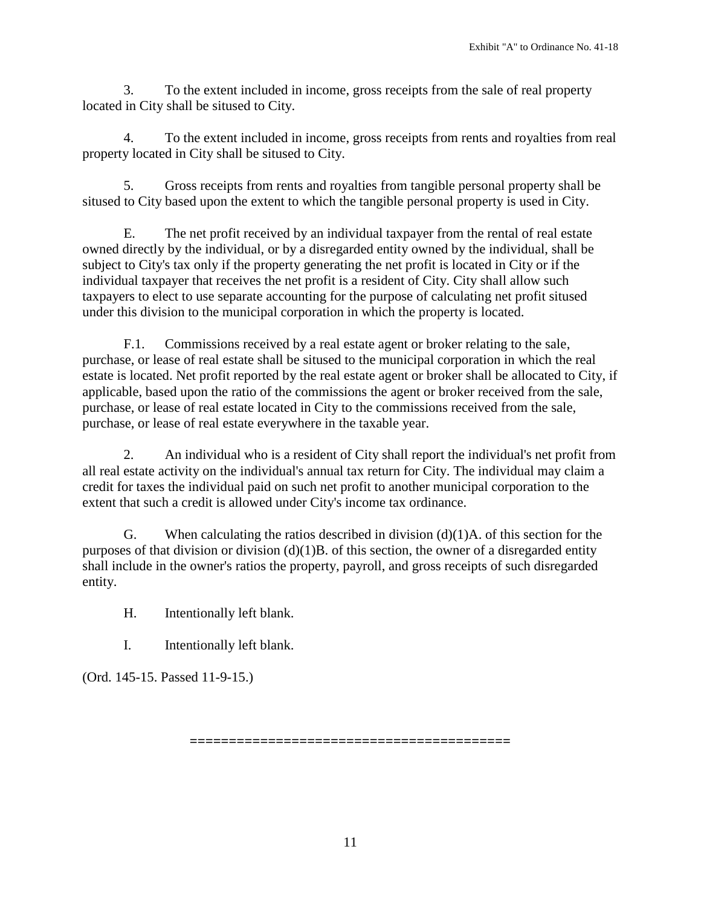3. To the extent included in income, gross receipts from the sale of real property located in City shall be sitused to City.

4. To the extent included in income, gross receipts from rents and royalties from real property located in City shall be sitused to City.

5. Gross receipts from rents and royalties from tangible personal property shall be sitused to City based upon the extent to which the tangible personal property is used in City.

E. The net profit received by an individual taxpayer from the rental of real estate owned directly by the individual, or by a disregarded entity owned by the individual, shall be subject to City's tax only if the property generating the net profit is located in City or if the individual taxpayer that receives the net profit is a resident of City. City shall allow such taxpayers to elect to use separate accounting for the purpose of calculating net profit sitused under this division to the municipal corporation in which the property is located.

F.1. Commissions received by a real estate agent or broker relating to the sale, purchase, or lease of real estate shall be sitused to the municipal corporation in which the real estate is located. Net profit reported by the real estate agent or broker shall be allocated to City, if applicable, based upon the ratio of the commissions the agent or broker received from the sale, purchase, or lease of real estate located in City to the commissions received from the sale, purchase, or lease of real estate everywhere in the taxable year.

2. An individual who is a resident of City shall report the individual's net profit from all real estate activity on the individual's annual tax return for City. The individual may claim a credit for taxes the individual paid on such net profit to another municipal corporation to the extent that such a credit is allowed under City's income tax ordinance.

G. When calculating the ratios described in division (d)(1)A. of this section for the purposes of that division or division (d)(1)B. of this section, the owner of a disregarded entity shall include in the owner's ratios the property, payroll, and gross receipts of such disregarded entity.

H. Intentionally left blank.

I. Intentionally left blank.

(Ord. 145-15. Passed 11-9-15.)

========================================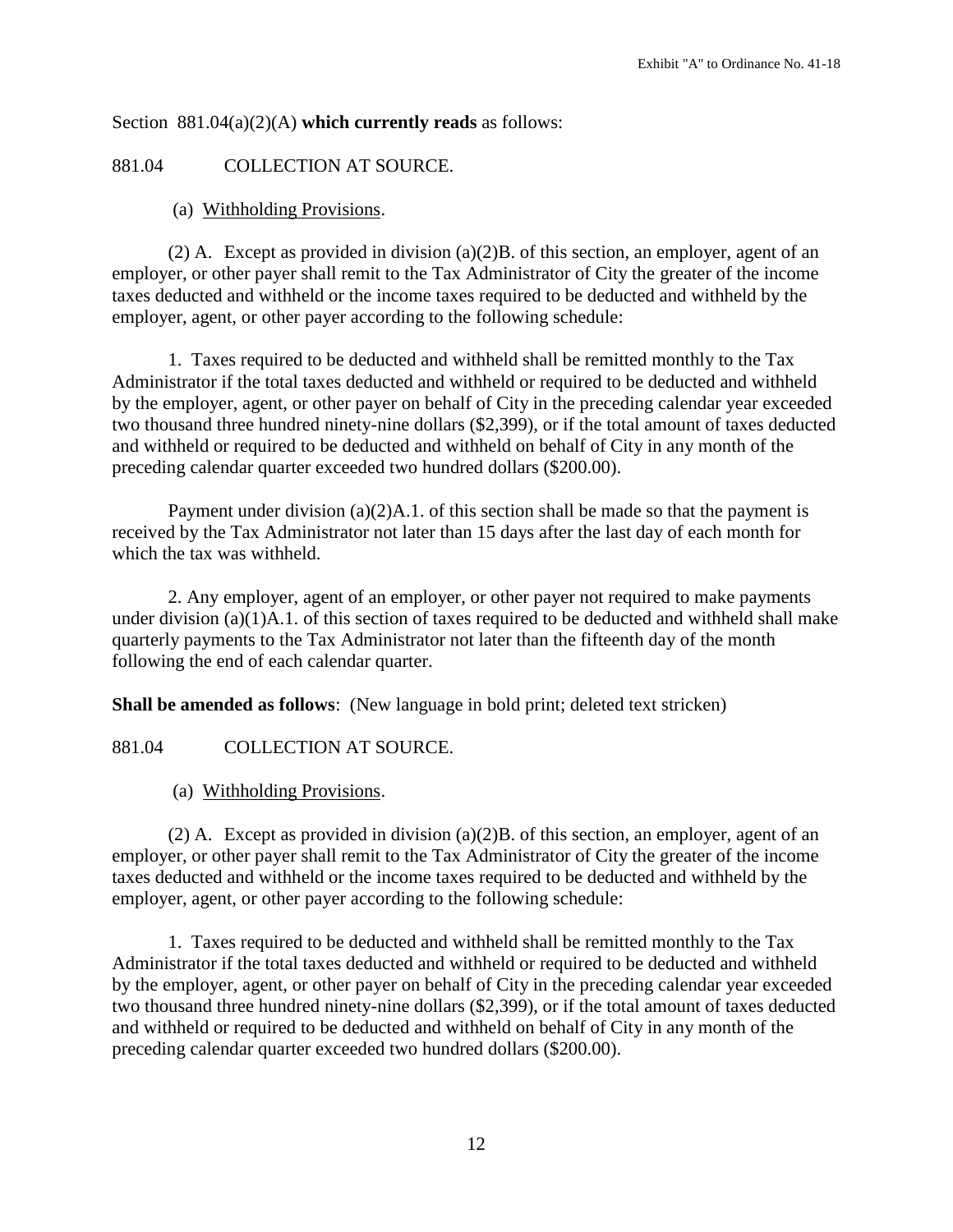Section 881.04(a)(2)(A) **which currently reads** as follows:

881.04 COLLECTION AT SOURCE.

(a) Withholding Provisions.

(2) A. Except as provided in division (a)(2)B. of this section, an employer, agent of an employer, or other payer shall remit to the Tax Administrator of City the greater of the income taxes deducted and withheld or the income taxes required to be deducted and withheld by the employer, agent, or other payer according to the following schedule:

1. Taxes required to be deducted and withheld shall be remitted monthly to the Tax Administrator if the total taxes deducted and withheld or required to be deducted and withheld by the employer, agent, or other payer on behalf of City in the preceding calendar year exceeded two thousand three hundred ninety-nine dollars ($2,399), or if the total amount of taxes deducted and withheld or required to be deducted and withheld on behalf of City in any month of the preceding calendar quarter exceeded two hundred dollars ($200.00).

Payment under division (a)(2)A.1. of this section shall be made so that the payment is received by the Tax Administrator not later than 15 days after the last day of each month for which the tax was withheld.

2. Any employer, agent of an employer, or other payer not required to make payments under division (a)(1)A.1. of this section of taxes required to be deducted and withheld shall make quarterly payments to the Tax Administrator not later than the fifteenth day of the month following the end of each calendar quarter.

**Shall be amended as follows**: (New language in bold print; deleted text stricken)

881.04 COLLECTION AT SOURCE.

(a) Withholding Provisions.

(2) A. Except as provided in division (a)(2)B. of this section, an employer, agent of an employer, or other payer shall remit to the Tax Administrator of City the greater of the income taxes deducted and withheld or the income taxes required to be deducted and withheld by the employer, agent, or other payer according to the following schedule:

1. Taxes required to be deducted and withheld shall be remitted monthly to the Tax Administrator if the total taxes deducted and withheld or required to be deducted and withheld by the employer, agent, or other payer on behalf of City in the preceding calendar year exceeded two thousand three hundred ninety-nine dollars ($2,399), or if the total amount of taxes deducted and withheld or required to be deducted and withheld on behalf of City in any month of the preceding calendar quarter exceeded two hundred dollars ($200.00).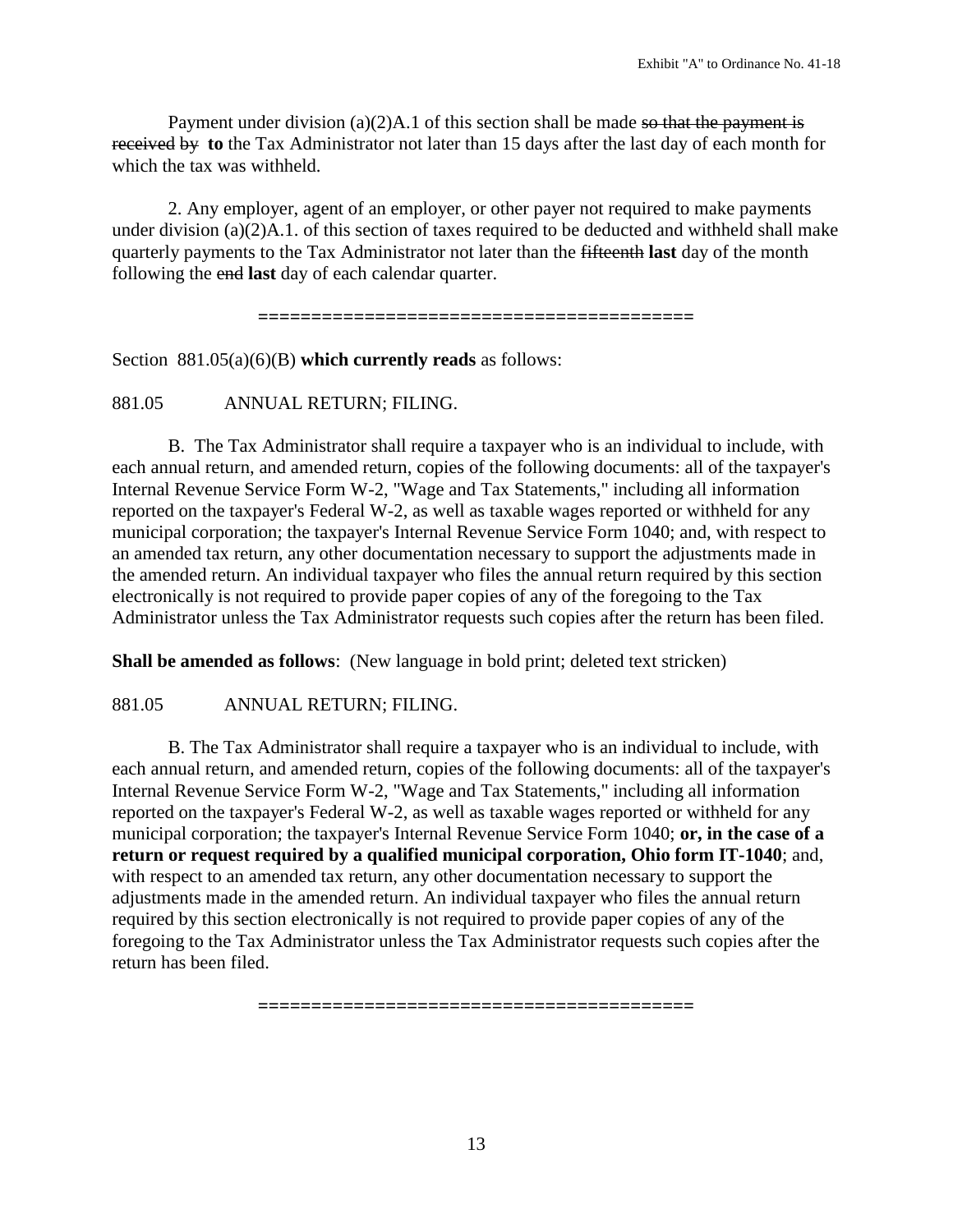Payment under division (a)(2)A.1 of this section shall be made ~~so that the payment is received by~~ **to** the Tax Administrator not later than 15 days after the last day of each month for which the tax was withheld.

2. Any employer, agent of an employer, or other payer not required to make payments under division (a)(2)A.1. of this section of taxes required to be deducted and withheld shall make quarterly payments to the Tax Administrator not later than the ~~fifteenth~~ **last** day of the month following the ~~end~~ **last** day of each calendar quarter.

========================================

Section 881.05(a)(6)(B) **which currently reads** as follows:

881.05 ANNUAL RETURN; FILING.

B. The Tax Administrator shall require a taxpayer who is an individual to include, with each annual return, and amended return, copies of the following documents: all of the taxpayer's Internal Revenue Service Form W-2, "Wage and Tax Statements," including all information reported on the taxpayer's Federal W-2, as well as taxable wages reported or withheld for any municipal corporation; the taxpayer's Internal Revenue Service Form 1040; and, with respect to an amended tax return, any other documentation necessary to support the adjustments made in the amended return. An individual taxpayer who files the annual return required by this section electronically is not required to provide paper copies of any of the foregoing to the Tax Administrator unless the Tax Administrator requests such copies after the return has been filed.

**Shall be amended as follows**: (New language in bold print; deleted text stricken)

881.05 ANNUAL RETURN; FILING.

B. The Tax Administrator shall require a taxpayer who is an individual to include, with each annual return, and amended return, copies of the following documents: all of the taxpayer's Internal Revenue Service Form W-2, "Wage and Tax Statements," including all information reported on the taxpayer's Federal W-2, as well as taxable wages reported or withheld for any municipal corporation; the taxpayer's Internal Revenue Service Form 1040; **or, in the case of a return or request required by a qualified municipal corporation, Ohio form IT-1040**; and, with respect to an amended tax return, any other documentation necessary to support the adjustments made in the amended return. An individual taxpayer who files the annual return required by this section electronically is not required to provide paper copies of any of the foregoing to the Tax Administrator unless the Tax Administrator requests such copies after the return has been filed.

========================================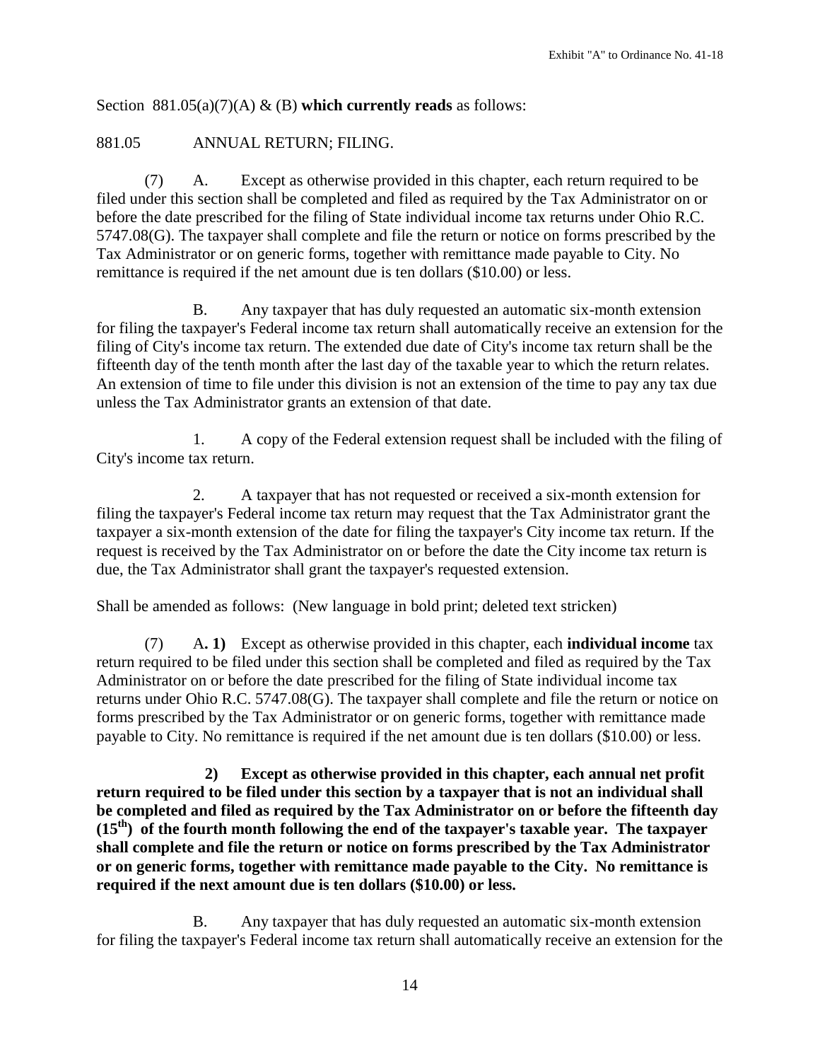Section 881.05(a)(7)(A) & (B) **which currently reads** as follows:

881.05 ANNUAL RETURN; FILING.

(7) A. Except as otherwise provided in this chapter, each return required to be filed under this section shall be completed and filed as required by the Tax Administrator on or before the date prescribed for the filing of State individual income tax returns under Ohio R.C. 5747.08(G). The taxpayer shall complete and file the return or notice on forms prescribed by the Tax Administrator or on generic forms, together with remittance made payable to City. No remittance is required if the net amount due is ten dollars ($10.00) or less.

B. Any taxpayer that has duly requested an automatic six-month extension for filing the taxpayer's Federal income tax return shall automatically receive an extension for the filing of City's income tax return. The extended due date of City's income tax return shall be the fifteenth day of the tenth month after the last day of the taxable year to which the return relates. An extension of time to file under this division is not an extension of the time to pay any tax due unless the Tax Administrator grants an extension of that date.

1. A copy of the Federal extension request shall be included with the filing of City's income tax return.

2. A taxpayer that has not requested or received a six-month extension for filing the taxpayer's Federal income tax return may request that the Tax Administrator grant the taxpayer a six-month extension of the date for filing the taxpayer's City income tax return. If the request is received by the Tax Administrator on or before the date the City income tax return is due, the Tax Administrator shall grant the taxpayer's requested extension.

Shall be amended as follows: (New language in bold print; deleted text stricken)

(7) A**. 1)** Except as otherwise provided in this chapter, each **individual income** tax return required to be filed under this section shall be completed and filed as required by the Tax Administrator on or before the date prescribed for the filing of State individual income tax returns under Ohio R.C. 5747.08(G). The taxpayer shall complete and file the return or notice on forms prescribed by the Tax Administrator or on generic forms, together with remittance made payable to City. No remittance is required if the net amount due is ten dollars ($10.00) or less.

**2) Except as otherwise provided in this chapter, each annual net profit return required to be filed under this section by a taxpayer that is not an individual shall be completed and filed as required by the Tax Administrator on or before the fifteenth day (15th) of the fourth month following the end of the taxpayer's taxable year. The taxpayer shall complete and file the return or notice on forms prescribed by the Tax Administrator or on generic forms, together with remittance made payable to the City. No remittance is required if the next amount due is ten dollars ($10.00) or less.**

B. Any taxpayer that has duly requested an automatic six-month extension for filing the taxpayer's Federal income tax return shall automatically receive an extension for the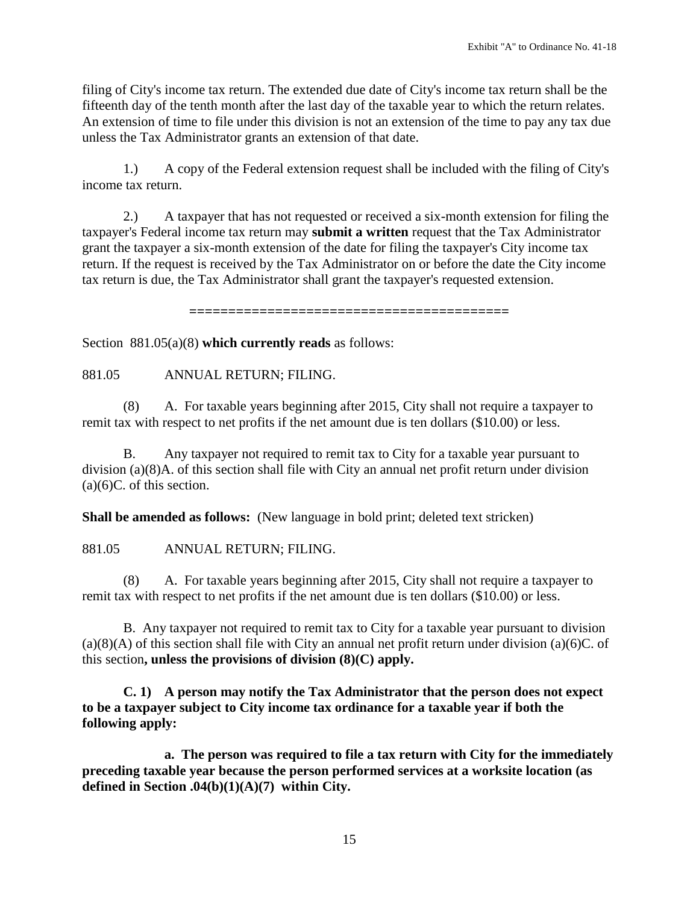filing of City's income tax return. The extended due date of City's income tax return shall be the fifteenth day of the tenth month after the last day of the taxable year to which the return relates. An extension of time to file under this division is not an extension of the time to pay any tax due unless the Tax Administrator grants an extension of that date.

1.) A copy of the Federal extension request shall be included with the filing of City's income tax return.

2.) A taxpayer that has not requested or received a six-month extension for filing the taxpayer's Federal income tax return may **submit a written** request that the Tax Administrator grant the taxpayer a six-month extension of the date for filing the taxpayer's City income tax return. If the request is received by the Tax Administrator on or before the date the City income tax return is due, the Tax Administrator shall grant the taxpayer's requested extension.

========================================

Section 881.05(a)(8) **which currently reads** as follows:

881.05 ANNUAL RETURN; FILING.

(8) A. For taxable years beginning after 2015, City shall not require a taxpayer to remit tax with respect to net profits if the net amount due is ten dollars ($10.00) or less.

B. Any taxpayer not required to remit tax to City for a taxable year pursuant to division (a)(8)A. of this section shall file with City an annual net profit return under division (a)(6)C. of this section.

**Shall be amended as follows:** (New language in bold print; deleted text stricken)

881.05 ANNUAL RETURN; FILING.

(8) A. For taxable years beginning after 2015, City shall not require a taxpayer to remit tax with respect to net profits if the net amount due is ten dollars ($10.00) or less.

B. Any taxpayer not required to remit tax to City for a taxable year pursuant to division (a)(8)(A) of this section shall file with City an annual net profit return under division (a)(6)C. of this section**, unless the provisions of division (8)(C) apply.**

**C. 1) A person may notify the Tax Administrator that the person does not expect to be a taxpayer subject to City income tax ordinance for a taxable year if both the following apply:**

**a. The person was required to file a tax return with City for the immediately preceding taxable year because the person performed services at a worksite location (as defined in Section .04(b)(1)(A)(7) within City.**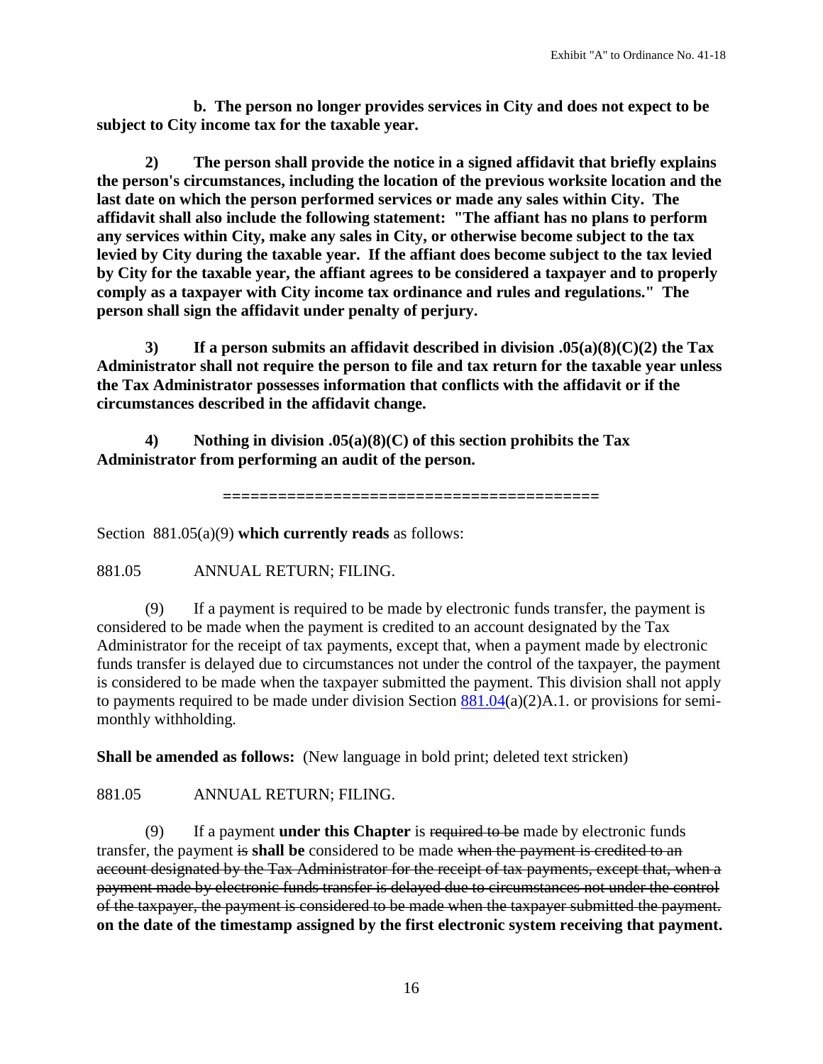**b. The person no longer provides services in City and does not expect to be subject to City income tax for the taxable year.**

**2) The person shall provide the notice in a signed affidavit that briefly explains the person's circumstances, including the location of the previous worksite location and the last date on which the person performed services or made any sales within City. The affidavit shall also include the following statement: "The affiant has no plans to perform any services within City, make any sales in City, or otherwise become subject to the tax levied by City during the taxable year. If the affiant does become subject to the tax levied by City for the taxable year, the affiant agrees to be considered a taxpayer and to properly comply as a taxpayer with City income tax ordinance and rules and regulations." The person shall sign the affidavit under penalty of perjury.**

**3) If a person submits an affidavit described in division .05(a)(8)(C)(2) the Tax Administrator shall not require the person to file and tax return for the taxable year unless the Tax Administrator possesses information that conflicts with the affidavit or if the circumstances described in the affidavit change.**

**4) Nothing in division .05(a)(8)(C) of this section prohibits the Tax Administrator from performing an audit of the person.**

**========================================**

Section 881.05(a)(9) **which currently reads** as follows:

881.05 ANNUAL RETURN; FILING.

(9) If a payment is required to be made by electronic funds transfer, the payment is considered to be made when the payment is credited to an account designated by the Tax Administrator for the receipt of tax payments, except that, when a payment made by electronic funds transfer is delayed due to circumstances not under the control of the taxpayer, the payment is considered to be made when the taxpayer submitted the payment. This division shall not apply to payments required to be made under division Section 881.04(a)(2)A.1. or provisions for semi-monthly withholding.

**Shall be amended as follows:** (New language in bold print; deleted text stricken)

881.05 ANNUAL RETURN; FILING.

(9) If a payment **under this Chapter** is ~~required to be~~ made by electronic funds transfer, the payment ~~is~~ **shall be** considered to be made ~~when the payment is credited to an account designated by the Tax Administrator for the receipt of tax payments, except that, when a payment made by electronic funds transfer is delayed due to circumstances not under the control of the taxpayer, the payment is considered to be made when the taxpayer submitted the payment.~~ **on the date of the timestamp assigned by the first electronic system receiving that payment.**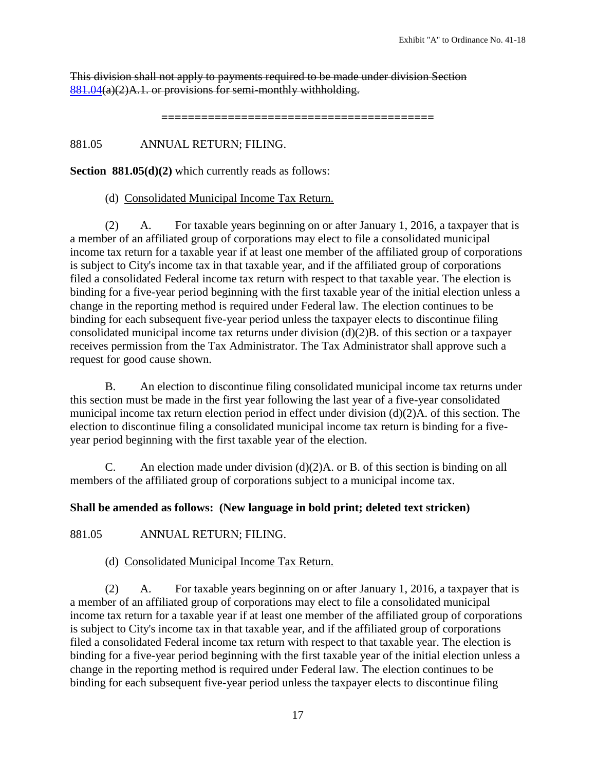~~This division shall not apply to payments required to be made under division Section 881.04(a)(2)A.1. or provisions for semi-monthly withholding.~~

========================================

881.05 ANNUAL RETURN; FILING.

**Section 881.05(d)(2)** which currently reads as follows:

(d) Consolidated Municipal Income Tax Return.

(2) A. For taxable years beginning on or after January 1, 2016, a taxpayer that is a member of an affiliated group of corporations may elect to file a consolidated municipal income tax return for a taxable year if at least one member of the affiliated group of corporations is subject to City's income tax in that taxable year, and if the affiliated group of corporations filed a consolidated Federal income tax return with respect to that taxable year. The election is binding for a five-year period beginning with the first taxable year of the initial election unless a change in the reporting method is required under Federal law. The election continues to be binding for each subsequent five-year period unless the taxpayer elects to discontinue filing consolidated municipal income tax returns under division (d)(2)B. of this section or a taxpayer receives permission from the Tax Administrator. The Tax Administrator shall approve such a request for good cause shown.

B. An election to discontinue filing consolidated municipal income tax returns under this section must be made in the first year following the last year of a five-year consolidated municipal income tax return election period in effect under division (d)(2)A. of this section. The election to discontinue filing a consolidated municipal income tax return is binding for a five-year period beginning with the first taxable year of the election.

C. An election made under division (d)(2)A. or B. of this section is binding on all members of the affiliated group of corporations subject to a municipal income tax.

**Shall be amended as follows: (New language in bold print; deleted text stricken)**

881.05 ANNUAL RETURN; FILING.

(d) Consolidated Municipal Income Tax Return.

(2) A. For taxable years beginning on or after January 1, 2016, a taxpayer that is a member of an affiliated group of corporations may elect to file a consolidated municipal income tax return for a taxable year if at least one member of the affiliated group of corporations is subject to City's income tax in that taxable year, and if the affiliated group of corporations filed a consolidated Federal income tax return with respect to that taxable year. The election is binding for a five-year period beginning with the first taxable year of the initial election unless a change in the reporting method is required under Federal law. The election continues to be binding for each subsequent five-year period unless the taxpayer elects to discontinue filing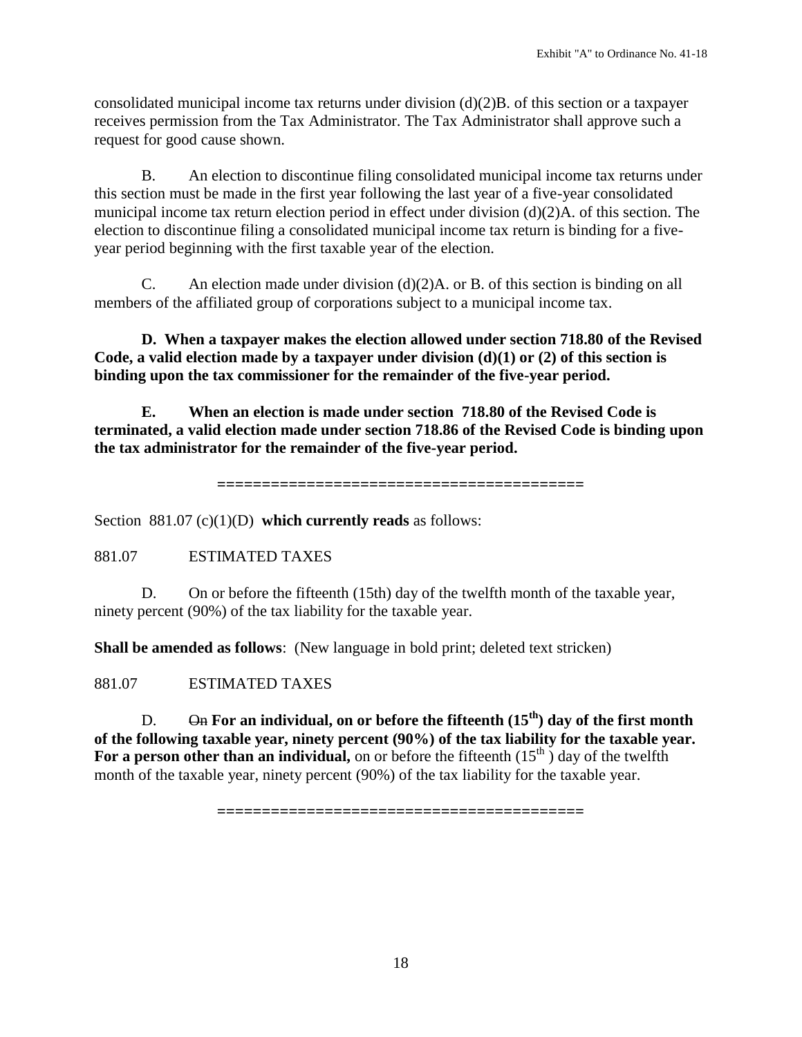consolidated municipal income tax returns under division (d)(2)B. of this section or a taxpayer receives permission from the Tax Administrator. The Tax Administrator shall approve such a request for good cause shown.

B. An election to discontinue filing consolidated municipal income tax returns under this section must be made in the first year following the last year of a five-year consolidated municipal income tax return election period in effect under division (d)(2)A. of this section. The election to discontinue filing a consolidated municipal income tax return is binding for a five-year period beginning with the first taxable year of the election.

C. An election made under division (d)(2)A. or B. of this section is binding on all members of the affiliated group of corporations subject to a municipal income tax.

**D. When a taxpayer makes the election allowed under section 718.80 of the Revised Code, a valid election made by a taxpayer under division (d)(1) or (2) of this section is binding upon the tax commissioner for the remainder of the five-year period.**

**E. When an election is made under section 718.80 of the Revised Code is terminated, a valid election made under section 718.86 of the Revised Code is binding upon the tax administrator for the remainder of the five-year period.**

**========================================**

Section 881.07 (c)(1)(D) **which currently reads** as follows:

881.07 ESTIMATED TAXES

D. On or before the fifteenth (15th) day of the twelfth month of the taxable year, ninety percent (90%) of the tax liability for the taxable year.

**Shall be amended as follows**: (New language in bold print; deleted text stricken)

881.07 ESTIMATED TAXES

D. ~~On~~ **For an individual, on or before the fifteenth (15th) day of the first month of the following taxable year, ninety percent (90%) of the tax liability for the taxable year. For a person other than an individual,** on or before the fifteenth (15th) day of the twelfth month of the taxable year, ninety percent (90%) of the tax liability for the taxable year.

**========================================**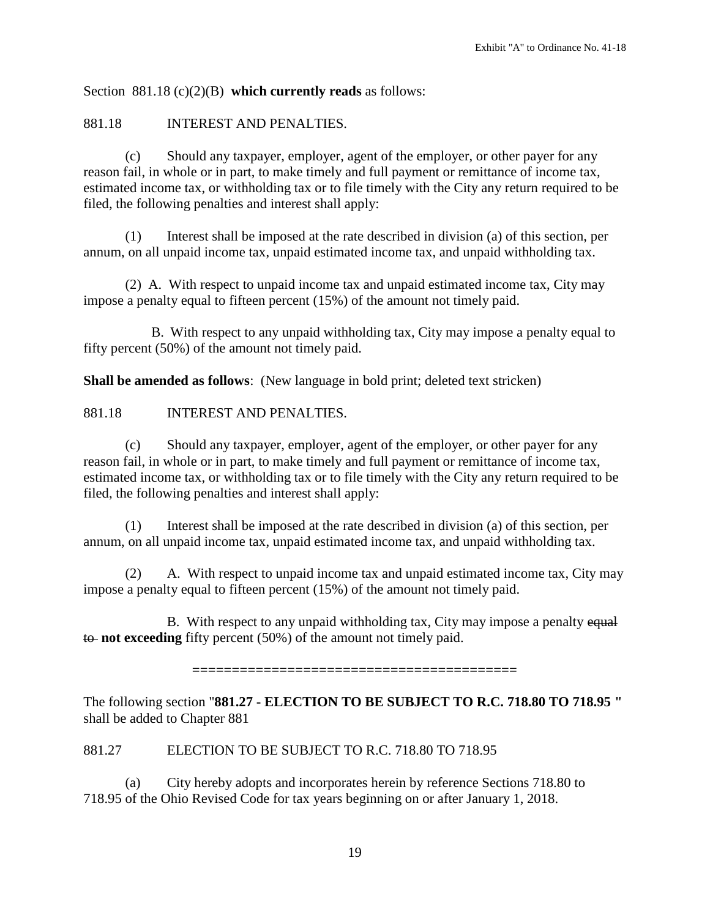Section 881.18 (c)(2)(B) **which currently reads** as follows:

881.18 INTEREST AND PENALTIES.

(c) Should any taxpayer, employer, agent of the employer, or other payer for any reason fail, in whole or in part, to make timely and full payment or remittance of income tax, estimated income tax, or withholding tax or to file timely with the City any return required to be filed, the following penalties and interest shall apply:

(1) Interest shall be imposed at the rate described in division (a) of this section, per annum, on all unpaid income tax, unpaid estimated income tax, and unpaid withholding tax.

(2) A. With respect to unpaid income tax and unpaid estimated income tax, City may impose a penalty equal to fifteen percent (15%) of the amount not timely paid.

B. With respect to any unpaid withholding tax, City may impose a penalty equal to fifty percent (50%) of the amount not timely paid.

**Shall be amended as follows**: (New language in bold print; deleted text stricken)

881.18 INTEREST AND PENALTIES.

(c) Should any taxpayer, employer, agent of the employer, or other payer for any reason fail, in whole or in part, to make timely and full payment or remittance of income tax, estimated income tax, or withholding tax or to file timely with the City any return required to be filed, the following penalties and interest shall apply:

(1) Interest shall be imposed at the rate described in division (a) of this section, per annum, on all unpaid income tax, unpaid estimated income tax, and unpaid withholding tax.

(2) A. With respect to unpaid income tax and unpaid estimated income tax, City may impose a penalty equal to fifteen percent (15%) of the amount not timely paid.

B. With respect to any unpaid withholding tax, City may impose a penalty ~~equal to~~ **not exceeding** fifty percent (50%) of the amount not timely paid.

========================================

The following section "**881.27 - ELECTION TO BE SUBJECT TO R.C. 718.80 TO 718.95 "** shall be added to Chapter 881

881.27 ELECTION TO BE SUBJECT TO R.C. 718.80 TO 718.95

(a) City hereby adopts and incorporates herein by reference Sections 718.80 to 718.95 of the Ohio Revised Code for tax years beginning on or after January 1, 2018.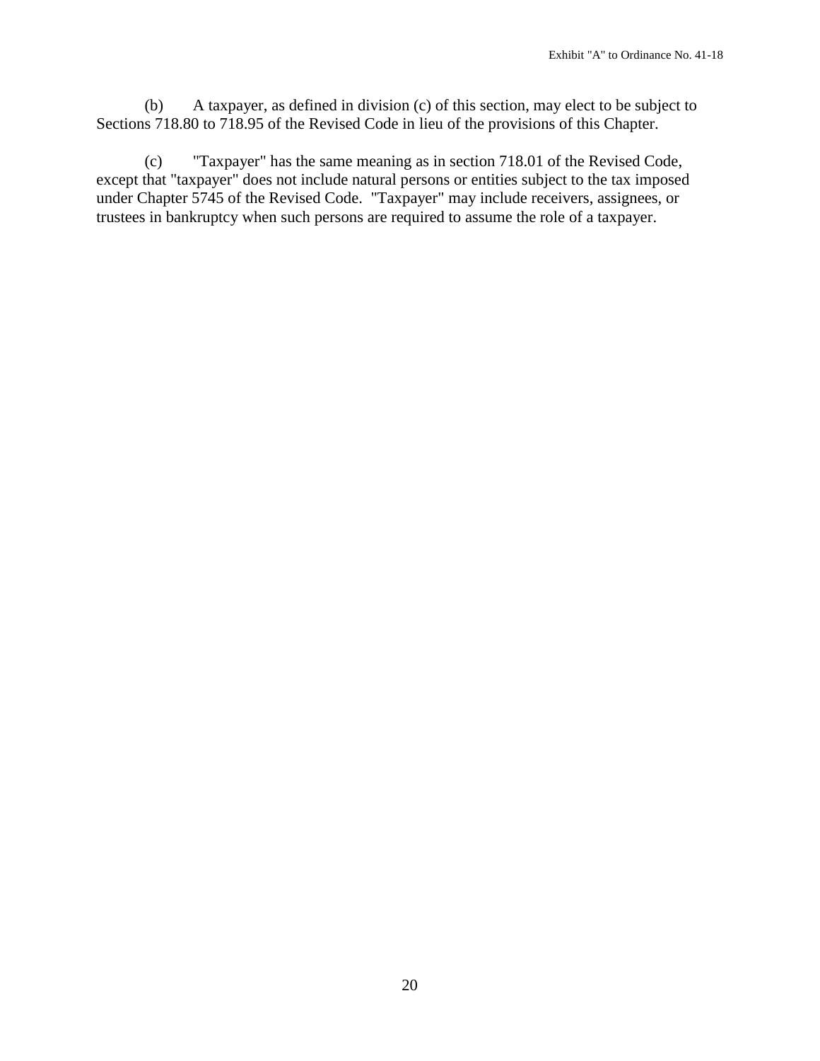(b) A taxpayer, as defined in division (c) of this section, may elect to be subject to Sections 718.80 to 718.95 of the Revised Code in lieu of the provisions of this Chapter.

(c) "Taxpayer" has the same meaning as in section 718.01 of the Revised Code, except that "taxpayer" does not include natural persons or entities subject to the tax imposed under Chapter 5745 of the Revised Code. "Taxpayer" may include receivers, assignees, or trustees in bankruptcy when such persons are required to assume the role of a taxpayer.